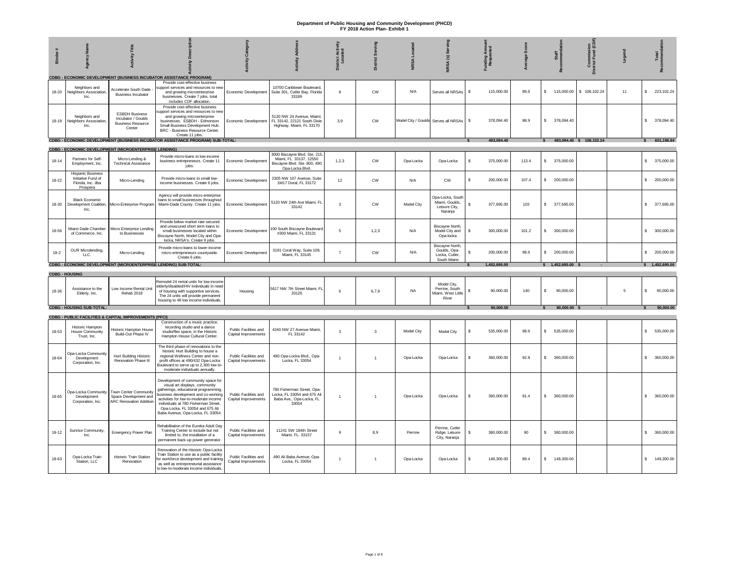# Department of Public Housing and Community Development (PHCD)
## FY 2018 Action Plan- Exhibit 1

| Binder # | Agency Name | Activity Title | Activity Description | Activity Category | Activity Address | District Activity Located | District Serving | NRSA Located | NRSA (s) Serving | Funding Amount Requested | Average Score | Staff Recommendation | Commission District Fund (CDF) | Legend | Total Recommendation |
|---|---|---|---|---|---|---|---|---|---|---|---|---|---|---|---|
| **CDBG - ECONOMIC DEVELOPMENT (BUSINESS INCUBATOR ASSISTANCE PROGRAM)** | | | | | | | | | | | | | | | |
| 18-20 | Neighbors and Neighbors Association, Inc. | Accelerate South Dade - Business Incubator | Provide cost-effective business support services and resources to new and growing microenterprise businesses. Create 7 jobs, total includes CDF allocation. | Economic Development | 10700 Caribbean Boulevard, Suite 301, Cutler Bay, Florida 33189 | 8 | CW | N/A | Serves all NRSAs | $ 115,000.00 | 89.6 | $ 115,000.00 | $ 108,102.24 | 11 | $ 223,102.24 |
| 18-19 | Neighbors and Neighbors Association, Inc. | ESBDH Business Incubator / Goulds Business Resource Center | Provide cost-effective business support services and resources to new and growing microenterprise businesses. ESBDH - Edmonson Small Business Development Hub. BRC - Business Resource Center. Create 11 jobs. | Economic Development | 5120 NW 24 Avenue, Miami, FL 33142, 22121 South Dixie Highway, Miami, FL 33170 | 3,9 | CW | Model City / Goulds | Serves all NRSAs | $ 378,094.40 | 88.9 | $ 378,094.40 | | | $ 378,094.40 |
| **CDBG - ECONOMIC DEVELOPMENT (BUSINESS INCUBATOR ASSISTANCE PROGRAM) SUB-TOTAL:** | | | | | | | | | | **$ 493,094.40** | | **$ 493,094.40** | **$ 108,102.24** | | **$ 601,196.64** |
| **CDBG - ECONOMIC DEVELOPMENT (MICROENTERPRISE LENDING)** | | | | | | | | | | | | | | | |
| 18-14 | Partners for Self-Employment, Inc. | Micro-Lending & Technical Assistance | Provide micro-loans to low-income business entrepreneurs. Create 11 jobs. | Economic Development | 3000 Biscayne Blvd. Ste. 215, Miami, FL 33137, 12550 Biscayne Blvd. Ste. 800, 490 Opa-Locka Blvd. | 1,2,3 | CW | Opa-Locka | Opa-Locka | $ 375,000.00 | 113.4 | $ 375,000.00 | | | $ 375,000.00 |
| 18-22 | Hispanic Business Initiative Fund of Florida, Inc. dba Prospera | Micro-Lending | Provide micro-loans to small low-income businesses. Create 6 jobs. | Economic Development | 2305 NW 107 Avenue, Suite 1M17 Doral, FL 33172 | 12 | CW | N/A | CW | $ 200,000.00 | 107.4 | $ 200,000.00 | | | $ 200,000.00 |
| 18-30 | Black Economic Development Coalition, Inc. | Micro-Enterprise Program | Agency will provide micro enterprise loans to small businesses throughout Miami-Dade County. Create 11 jobs. | Economic Development | 5120 NW 24th Ave Miami, FL 33142 | 3 | CW | Model City | Opa-Locka, South Miami, Goulds, Leisure City, Naranja | $ 377,695.00 | 103 | $ 377,695.00 | | | $ 377,695.00 |
| 18-56 | Miami Dade Chamber of Commerce, Inc. | Micro Enterprise Lending to Businesses | Provide below market rate secured and unsecured short term loans to small businesses located within Biscayne North, Model City and Opa-locka, NRSA's. Create 9 jobs. | Economic Development | 100 South Biscayne Boulevard #300 Miami, FL 33131 | 5 | 1,2,3 | N/A | Biscayne North, Model City and Opa-locka | $ 300,000.00 | 101.2 | $ 300,000.00 | | | $ 300,000.00 |
| 18-2 | OUR Microlending, LLC. | Micro-Lending | Provide micro-loans to lower-income micro entrepreneurs countywide. Create 6 jobs. | Economic Development | 3191 Coral Way, Suite 109, Miami, FL 33145 | 7 | CW | N/A | Biscayne North, Goulds, Opa-Locka, Cutler, South Miami | $ 200,000.00 | 98.6 | $ 200,000.00 | | | $ 200,000.00 |
| **CDBG - ECONOMIC DEVELOPMENT (MICROENTERPRISE LENDING) SUB-TOTAL:** | | | | | | | | | | **$ 1,452,695.00** | | **$ 1,452,695.00** | **$ -** | | **$ 1,452,695.00** |
| **CDBG - HOUSING** | | | | | | | | | | | | | | | |
| 18-36 | Assistance to the Elderly, Inc. | Low Income Rental Unit Rehab 2018 | Remodel 24 rental units for low-income elderly/disabled/HIV individuals in need of housing with supportive services. The 24 units will provide permanent housing to 48 low income individuals. | Housing | 5617 NW 7th Street Miami, FL 33126 | 6 | 6,7,9 | NA | Model City, Perrine, South Miami, West Little River | $ 90,000.00 | 140 | $ 90,000.00 | | 5 | $ 90,000.00 |
| **CDBG - HOUSING SUB-TOTAL:** | | | | | | | | | | **$ 90,000.00** | | **$ 90,000.00** | **$ -** | | **$ 90,000.00** |
| **CDBG - PUBLIC FACILITIES & CAPITAL IMPROVEMENTS (PFCI)** | | | | | | | | | | | | | | | |
| 18-53 | Historic Hampton House Community Trust, Inc. | Historic Hampton House Build-Out Phase IV | Construction of a music practice, recording studio and a dance studio/flex space, in the Historic Hampton House Cultural Center. | Public Facilities and Capital Improvements | 4240 NW 27 Avenue Miami, FL 33142 | 3 | 3 | Model City | Model City | $ 535,000.00 | 98.6 | $ 535,000.00 | | | $ 535,000.00 |
| 18-64 | Opa-Locka Community Development Corporation, Inc. | Hurt Building Historic Renovation Phase III | The third phase of renovations to the historic Hurt Building to house a regional Wellness Center and non-profit offices at 490/432 Opa-Locka Boulevard to serve up to 2,300 low-to-moderate individuals annually. | Public Facilities and Capital Improvements | 490 Opa-Locka Blvd., Opa-Locka, FL 33054 | 1 | 1 | Opa-Locka | Opa-Locka | $ 360,000.00 | 92.8 | $ 360,000.00 | | | $ 360,000.00 |
| 18-65 | Opa-Locka Community Development Corporation, Inc. | Town Center Community Space Development and ARC Renovation Addition | Development of community space for visual art displays, community gatherings, educational programming, business development and co-working activities for low-to-moderate income individuals at 780 Fisherman Street, Opa-Locka, FL 33054 and 675 Ali Baba Avenue, Opa-Locka, FL 33054. | Public Facilities and Capital Improvements | 780 Fisherman Street, Opa-Locka, FL 33054 and 675 Ali Baba Ave., Opa-Locka, FL 33054 | 1 | 1 | Opa-Locka | Opa-Locka | $ 360,000.00 | 91.4 | $ 360,000.00 | | | $ 360,000.00 |
| 18-12 | Sunrise Community, Inc. | Emergency Power Plan | Rehabilitation of the Eureka Adult Day Training Center to include but not limited to, the installation of a permanent back-up power generator. | Public Facilities and Capital Improvements | 11241 SW 184th Street Miami. FL. 33157 | 9 | 8,9 | Perrine | Perrine, Cutler Ridge, Leisure City, Naranja | $ 360,000.00 | 90 | $ 360,000.00 | | | $ 360,000.00 |
| 18-63 | Opa-Locka Train Station, LLC | Historic Train Station Renovation | Renovation of the Historic Opa-Locka Train Station to use as a public facility for workforce development and training as well as entrepreneurial assistance to low-to-moderate income individuals. | Public Facilities and Capital Improvements | 490 Ali Baba Avenue, Opa-Locka, FL 33054 | 1 | 1 | Opa-Locka | Opa-Locka | $ 149,300.00 | 89.4 | $ 149,300.00 | | | $ 149,300.00 |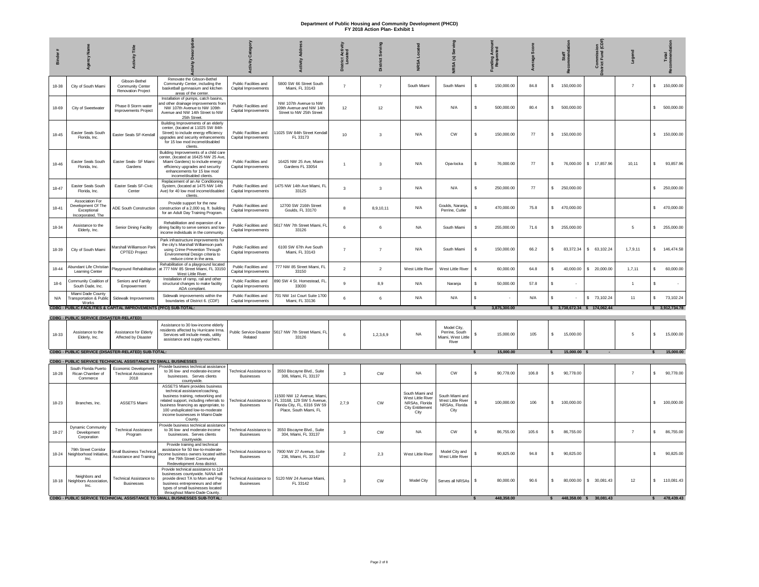# Department of Public Housing and Community Development (PHCD)

## FY 2018 Action Plan- Exhibit 1

| Binder # | Agency Name | Activity Title | Activity Description | Activity Category | Activity Address | District Activity Located | District Serving | NRSA Located | NRSA (s) Serving | Funding Amount Requested | Average Score | Staff Recommendation | Commission District Fund (CDF) | Legend | Total Recommendation |
|---|---|---|---|---|---|---|---|---|---|---|---|---|---|---|---|
| 18-38 | City of South Miami | Gibson-Bethel Community Center Renovation Project | Renovate the Gibson-Bethel Community Center, including the basketball gymnasium and kitchen areas of the center. | Public Facilities and Capital Improvements | 5800 SW 66 Street South Miami, FL 33143 | 7 | 7 | South Miami | South Miami | $ 150,000.00 | 84.8 | $ 150,000.00 | | 7 | $ 150,000.00 |
| 18-69 | City of Sweetwater | Phase 8 Storm water Improvements Project | Installation of pumps, catch basins, and other drainage improvements from NW 107th Avenue to NW 109th Avenue and NW 14th Street to NW 25th Street. | Public Facilities and Capital Improvements | NW 107th Avenue to NW 109th Avenue and NW 14th Street to NW 25th Street | 12 | 12 | N/A | N/A | $ 500,000.00 | 80.4 | $ 500,000.00 | | | $ 500,000.00 |
| 18-45 | Easter Seals South Florida, Inc. | Easter Seals SF-Kendall | Building Improvements of an elderly center, (located at 11025 SW 84th Street) to include energy efficiency upgrades and security enhancements for 15 low mod income/disabled clients. | Public Facilities and Capital Improvements | 11025 SW 84th Street Kendall FL 33173 | 10 | 3 | N/A | CW | $ 150,000.00 | 77 | $ 150,000.00 | | | $ 150,000.00 |
| 18-46 | Easter Seals South Florida, Inc. | Easter Seals- SF Miami Gardens | Building Improvements of a child care center, (located at 16425 NW 25 Ave, Miami Gardens) to include energy efficiency upgrades and security enhancements for 15 low mod income/disabled clients. | Public Facilities and Capital Improvements | 16425 NW 25 Ave, Miami Gardens FL 33054 | 1 | 3 | N/A | Opa-locka | $ 76,000.00 | 77 | $ 76,000.00 | $ 17,857.96 | 10,11 | $ 93,857.96 |
| 18-47 | Easter Seals South Florida, Inc. | Easter Seals SF-Civic Center | Replacement of an Air Conditioning System, (located at 1475 NW 14th Ave) for 40 low mod income/disabled clients. | Public Facilities and Capital Improvements | 1475 NW 14th Ave Miami, FL 33125 | 3 | 3 | N/A | N/A | $ 250,000.00 | 77 | $ 250,000.00 | | | $ 250,000.00 |
| 18-41 | Association For Development Of The Exceptional Incorporated, The | ADE South Construction | Provide support for the new construction of a 2,000 sq. ft. building for an Adult Day Training Program. | Public Facilities and Capital Improvements | 12700 SW 216th Street Goulds, FL 33170 | 8 | 8,9,10,11 | N/A | Goulds, Naranja, Perrine, Cutler | $ 470,000.00 | 75.8 | $ 470,000.00 | | | $ 470,000.00 |
| 18-34 | Assistance to the Elderly, Inc. | Senior Dining Facility | Rehabilitation and expansion of a dining facility to serve seniors and low-income individuals in the community. | Public Facilities and Capital Improvements | 5617 NW 7th Street Miami, FL 33126 | 6 | 6 | NA | South Miami | $ 255,000.00 | 71.6 | $ 255,000.00 | | 5 | $ 255,000.00 |
| 18-39 | City of South Miami | Marshall Williamson Park CPTED Project | Park infrastructure improvements for the city's Marshall Williamson park using Crime Prevention Through Environmental Design criteria to reduce crime in the area. | Public Facilities and Capital Improvements | 6100 SW 67th Ave South Miami, FL 33143 | 7 | 7 | N/A | South Miami | $ 150,000.00 | 66.2 | $ 83,372.34 | $ 63,102.24 | 1,7,9,11 | $ 146,474.58 |
| 18-44 | Abundant Life Christian Learning Center | Playground Rehabilitation | Rehabilitation of a playground located at 777 NW 85 Street Miami, FL 33150 West Little River. | Public Facilities and Capital Improvements | 777 NW 85 Street Miami, FL 33150 | 2 | 2 | West Little River | West Little River | $ 60,000.00 | 64.8 | $ 40,000.00 | $ 20,000.00 | 1,7,11 | $ 60,000.00 |
| 18-6 | Community Coalition of South Dade, Inc. | Seniors and Family Empowerment | Installation of ramp, rail and other structural changes to make facility ADA compliant. | Public Facilities and Capital Improvements | 890 SW 4 St. Homestead, FL. 33030 | 9 | 8,9 | N/A | Naranja | $ 50,000.00 | 57.8 | $ - | | 1 | $ - |
| N/A | Miami Dade County Transportation & Public Works | Sidewalk Improvements | Sidewalk improvements within the boundaries of District 6. (CDF) | Public Facilities and Capital Improvements | 701 NW 1st Court Suite 1700 Miami, FL 33136 | 6 | 6 | N/A | N/A | $ - | N/A | $ - | $ 73,102.24 | 11 | $ 73,102.24 |
| **CDBG - PUBLIC FACILITIES & CAPITAL IMPROVEMENTS (PFCI) SUB-TOTAL:** | | | | | | | | | | **$ 3,875,300.00** | | **$ 3,738,672.34** | **$ 174,062.44** | | **$ 3,912,734.78** |
| **CDBG - PUBLIC SERVICE (DISASTER-RELATED)** | | | | | | | | | | | | | | | |
| 18-33 | Assistance to the Elderly, Inc. | Assistance for Elderly Affected by Disaster | Assistance to 30 low-income elderly residents affected by Hurricane Irma. Services will include meals, utility assistance and supply vouchers. | Public Service-Disaster Related | 5617 NW 7th Street Miami, FL 33126 | 6 | 1,2,3,6,9 | NA | Model City, Perrine, South Miami, West Little River | $ 15,000.00 | 105 | $ 15,000.00 | | 5 | $ 15,000.00 |
| **CDBG - PUBLIC SERVICE (DISASTER-RELATED) SUB-TOTAL:** | | | | | | | | | | **$ 15,000.00** | | **$ 15,000.00** | **$ -** | | **$ 15,000.00** |
| **CDBG - PUBLIC SERVICE TECHNICAL ASSISTANCE TO SMALL BUSINESSES** | | | | | | | | | | | | | | | |
| 18-28 | South Florida Puerto Rican Chamber of Commerce | Economic Development Technical Assistance 2018 | Provide business technical assistance to 36 low- and moderate-income businesses. Serves clients countywide. | Technical Assistance to Businesses | 3550 Biscayne Blvd., Suite 306, Miami, FL 33137 | 3 | CW | NA | CW | $ 90,778.00 | 106.8 | $ 90,778.00 | | 7 | $ 90,778.00 |
| 18-23 | Branches, Inc. | ASSETS Miami | ASSETS Miami provides business technical assistance/coaching, business training, networking and related support, including referrals to business financing as appropriate, to 100 unduplicated low-to-moderate income businesses in Miami-Dade County. | Technical Assistance to Businesses | 11500 NW 12 Avenue, Miami, FL 33168, 129 SW 5 Avenue, Florida City, FL, 6316 SW 59 Place, South Miami, FL | 2,7,9 | CW | South Miami and West Little River NRSAs, Florida City Entitlement City | South Miami and West Little River NRSAs, Florida City | $ 100,000.00 | 106 | $ 100,000.00 | | | $ 100,000.00 |
| 18-27 | Dynamic Community Development Corporation | Technical Assistance Program | Provide business technical assistance to 36 low- and moderate-income businesses. Serves clients countywide. | Technical Assistance to Businesses | 3550 Biscayne Blvd., Suite 304, Miami, FL 33137 | 3 | CW | NA | CW | $ 86,755.00 | 105.6 | $ 86,755.00 | | 7 | $ 86,755.00 |
| 18-24 | 79th Street Corridor Neighborhood Initiative, Inc. | Small Business Technical Assistance and Training | Provide training and technical assistance for 50 low-to-moderate-income business owners located within the 79th Street Community Redevelopment Area district. | Technical Assistance to Businesses | 7900 NW 27 Avenue, Suite 236, Miami, FL 33147 | 2 | 2,3 | West Little River | Model City and West Little River | $ 90,825.00 | 94.8 | $ 90,825.00 | | | $ 90,825.00 |
| 18-18 | Neighbors and Neighbors Association, Inc. | Technical Assistance to Businesses | Provide technical assistance to 124 businesses countywide. NANA will provide direct TA to Mom and Pop business entrepreneurs and other types of small businesses located throughout Miami-Dade County. | Technical Assistance to Businesses | 5120 NW 24 Avenue Miami, FL 33142 | 3 | CW | Model City | Serves all NRSAs | $ 80,000.00 | 90.6 | $ 80,000.00 | $ 30,081.43 | 12 | $ 110,081.43 |
| **CDBG - PUBLIC SERVICE TECHNICAL ASSISTANCE TO SMALL BUSINESSES SUB-TOTAL:** | | | | | | | | | | **$ 448,358.00** | | **$ 448,358.00** | **$ 30,081.43** | | **$ 478,439.43** |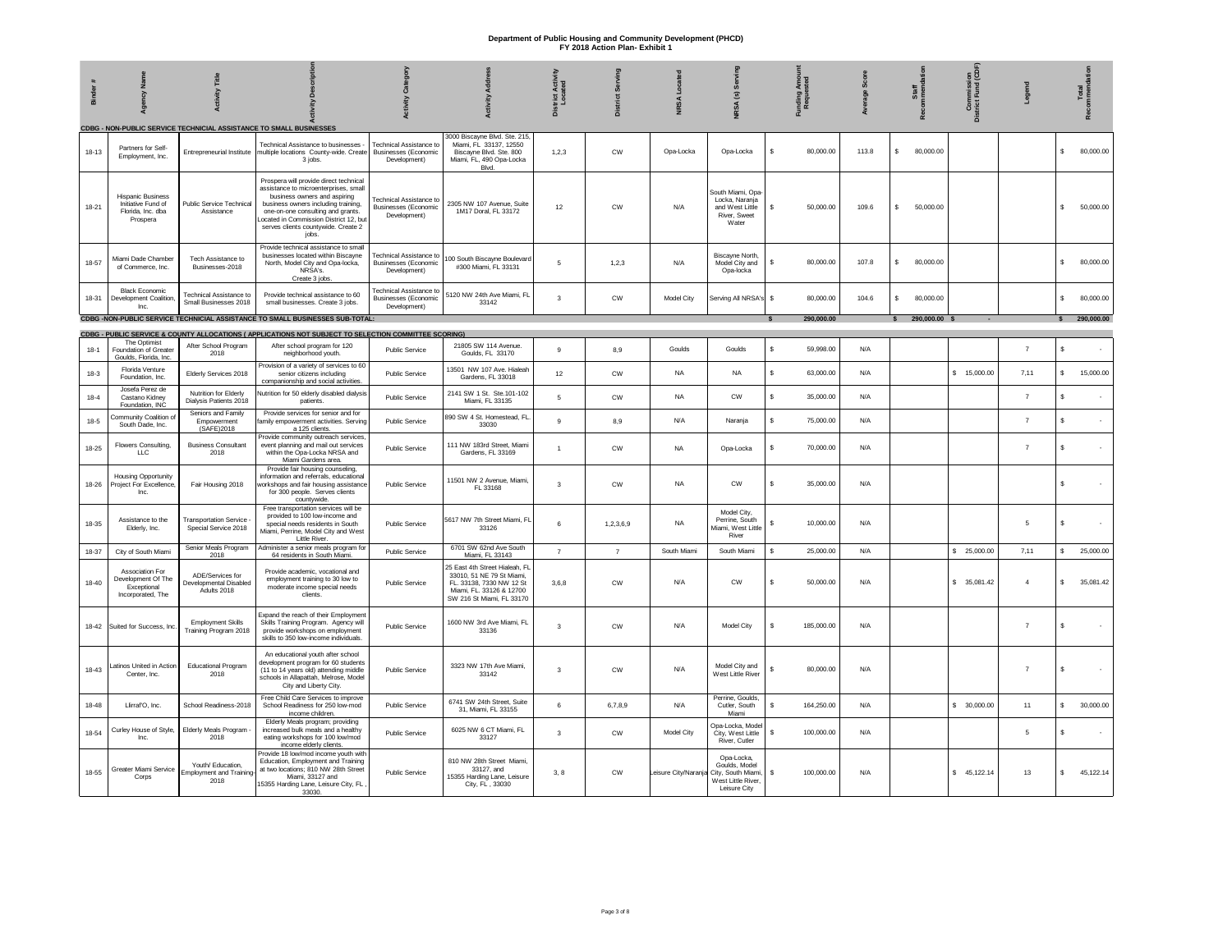# Department of Public Housing and Community Development (PHCD)
## FY 2018 Action Plan- Exhibit 1

| Binder # | Agency Name | Activity Title | Activity Description | Activity Category | Activity Address | District Activity Located | District Serving | NRSA Located | NRSA (s) Serving | Funding Amount Requested | Average Score | Staff Recommendation | Commission District Fund (CDF) | Legend | Total Recommendation |
|---|---|---|---|---|---|---|---|---|---|---|---|---|---|---|---|
| **CDBG - NON-PUBLIC SERVICE TECHNICAL ASSISTANCE TO SMALL BUSINESSES** | | | | | | | | | | | | | | | |
| 18-13 | Partners for Self-Employment, Inc. | Entrepreneurial Institute | Technical Assistance to businesses - multiple locations County-wide. Create 3 jobs. | Technical Assistance to Businesses (Economic Development) | 3000 Biscayne Blvd. Ste. 215, Miami, FL 33137, 12550 Biscayne Blvd. Ste. 800 Miami, FL, 490 Opa-Locka Blvd. | 1,2,3 | CW | Opa-Locka | Opa-Locka | $ 80,000.00 | 113.8 | $ 80,000.00 | | | $ 80,000.00 |
| 18-21 | Hispanic Business Initiative Fund of Florida, Inc. dba Prospera | Public Service Technical Assistance | Prospera will provide direct technical assistance to microenterprises, small business owners and aspiring business owners including training, one-on-one consulting and grants. Located in Commission District 12, but serves clients countywide. Create 2 jobs. | Technical Assistance to Businesses (Economic Development) | 2305 NW 107 Avenue, Suite 1M17 Doral, FL 33172 | 12 | CW | N/A | South Miami, Opa-Locka, Naranja and West Little River, Sweet Water | $ 50,000.00 | 109.6 | $ 50,000.00 | | | $ 50,000.00 |
| 18-57 | Miami Dade Chamber of Commerce, Inc. | Tech Assistance to Businesses-2018 | Provide technical assistance to small businesses located within Biscayne North, Model City and Opa-locka, NRSA's. Create 3 jobs. | Technical Assistance to Businesses (Economic Development) | 100 South Biscayne Boulevard #300 Miami, FL 33131 | 5 | 1,2,3 | N/A | Biscayne North, Model City and Opa-locka | $ 80,000.00 | 107.8 | $ 80,000.00 | | | $ 80,000.00 |
| 18-31 | Black Economic Development Coalition, Inc. | Technical Assistance to Small Businesses 2018 | Provide technical assistance to 60 small businesses. Create 3 jobs. | Technical Assistance to Businesses (Economic Development) | 5120 NW 24th Ave Miami, FL 33142 | 3 | CW | Model City | Serving All NRSA's | $ 80,000.00 | 104.6 | $ 80,000.00 | | | $ 80,000.00 |
| **CDBG -NON-PUBLIC SERVICE TECHNICAL ASSISTANCE TO SMALL BUSINESSES SUB-TOTAL:** | | | | | | | | | | **$ 290,000.00** | | **$ 290,000.00** | **$ -** | | **$ 290,000.00** |
| **CDBG - PUBLIC SERVICE & COUNTY ALLOCATIONS ( APPLICATIONS NOT SUBJECT TO SELECTION COMMITTEE SCORING)** | | | | | | | | | | | | | | | |
| 18-1 | The Optimist Foundation of Greater Goulds, Florida, Inc. | After School Program 2018 | After school program for 120 neighborhood youth. | Public Service | 21805 SW 114 Avenue. Goulds, FL 33170 | 9 | 8,9 | Goulds | Goulds | $ 59,998.00 | N/A | | | 7 | $ - |
| 18-3 | Florida Venture Foundation, Inc. | Elderly Services 2018 | Provision of a variety of services to 60 senior citizens including companionship and social activities. | Public Service | 13501 NW 107 Ave. Hialeah Gardens, FL 33018 | 12 | CW | NA | NA | $ 63,000.00 | N/A | | $ 15,000.00 | 7,11 | $ 15,000.00 |
| 18-4 | Josefa Perez de Castano Kidney Foundation, INC | Nutrition for Elderly Dialysis Patients 2018 | Nutrition for 50 elderly disabled dialysis patients. | Public Service | 2141 SW 1 St. Ste.101-102 Miami, FL 33135 | 5 | CW | NA | CW | $ 35,000.00 | N/A | | | 7 | $ - |
| 18-5 | Community Coalition of South Dade, Inc. | Seniors and Family Empowerment (SAFE)2018 | Provide services for senior and for family empowerment activities. Serving a 125 clients. | Public Service | 890 SW 4 St. Homestead, FL. 33030 | 9 | 8,9 | N/A | Naranja | $ 75,000.00 | N/A | | | 7 | $ - |
| 18-25 | Flowers Consulting, LLC | Business Consultant 2018 | Provide community outreach services, event planning and mail out services within the Opa-Locka NRSA and Miami Gardens area. | Public Service | 111 NW 183rd Street, Miami Gardens, FL 33169 | 1 | CW | NA | Opa-Locka | $ 70,000.00 | N/A | | | 7 | $ - |
| 18-26 | Housing Opportunity Project For Excellence, Inc. | Fair Housing 2018 | Provide fair housing counseling, information and referrals, educational workshops and fair housing assistance for 300 people. Serves clients countywide. | Public Service | 11501 NW 2 Avenue, Miami, FL 33168 | 3 | CW | NA | CW | $ 35,000.00 | N/A | | | | $ - |
| 18-35 | Assistance to the Elderly, Inc. | Transportation Service - Special Service 2018 | Free transportation services will be provided to 100 low-income and special needs residents in South Miami, Perrine, Model City and West Little River. | Public Service | 5617 NW 7th Street Miami, FL 33126 | 6 | 1,2,3,6,9 | NA | Model City, Perrine, South Miami, West Little River | $ 10,000.00 | N/A | | | 5 | $ - |
| 18-37 | City of South Miami | Senior Meals Program 2018 | Administer a senior meals program for 64 residents in South Miami. | Public Service | 6701 SW 62nd Ave South Miami, FL 33143 | 7 | 7 | South Miami | South Miami | $ 25,000.00 | N/A | | $ 25,000.00 | 7,11 | $ 25,000.00 |
| 18-40 | Association For Development Of The Exceptional Incorporated, The | ADE/Services for Developmental Disabled Adults 2018 | Provide academic, vocational and employment training to 30 low to moderate income special needs clients. | Public Service | 25 East 4th Street Hialeah, FL 33010, 51 NE 79 St Miami, FL. 33138, 7330 NW 12 St Miami, FL. 33126 & 12700 SW 216 St Miami, FL 33170 | 3,6,8 | CW | N/A | CW | $ 50,000.00 | N/A | | $ 35,081.42 | 4 | $ 35,081.42 |
| 18-42 | Suited for Success, Inc. | Employment Skills Training Program 2018 | Expand the reach of their Employment Skills Training Program. Agency will provide workshops on employment skills to 350 low-income individuals. | Public Service | 1600 NW 3rd Ave Miami, FL 33136 | 3 | CW | N/A | Model City | $ 185,000.00 | N/A | | | 7 | $ - |
| 18-43 | Latinos United in Action Center, Inc. | Educational Program 2018 | An educational youth after school development program for 60 students (11 to 14 years old) attending middle schools in Allapattah, Melrose, Model City and Liberty City. | Public Service | 3323 NW 17th Ave Miami, FL 33142 | 3 | CW | N/A | Model City and West Little River | $ 80,000.00 | N/A | | | 7 | $ - |
| 18-48 | Llirraf'O, Inc. | School Readiness-2018 | Free Child Care Services to improve School Readiness for 250 low-mod income children. | Public Service | 6741 SW 24th Street, Suite 31, Miami, FL 33155 | 6 | 6,7,8,9 | N/A | Perrine, Goulds, Cutler, South Miami | $ 164,250.00 | N/A | | $ 30,000.00 | 11 | $ 30,000.00 |
| 18-54 | Curley House of Style, Inc. | Elderly Meals Program - 2018 | Elderly Meals program; providing increased bulk meals and a healthy eating workshops for 100 low/mod income elderly clients. | Public Service | 6025 NW 6 CT Miami, FL 33127 | 3 | CW | Model City | Opa-Locka, Model City, West Little River, Cutler | $ 100,000.00 | N/A | | | 5 | $ - |
| 18-55 | Greater Miami Service Corps | Youth/ Education, Employment and Training 2018 | Provide 18 low/mod income youth with Education, Employment and Training at two locations; 810 NW 28th Street Miami, 33127 and 15355 Harding Lane, Leisure City, FL , 33030. | Public Service | 810 NW 28th Street Miami, 33127, and 15355 Harding Lane, Leisure City, FL , 33030 | 3, 8 | CW | Leisure City/Naranja | Opa-Locka, Goulds, Model City, South Miami, West Little River, Leisure City | $ 100,000.00 | N/A | | $ 45,122.14 | 13 | $ 45,122.14 |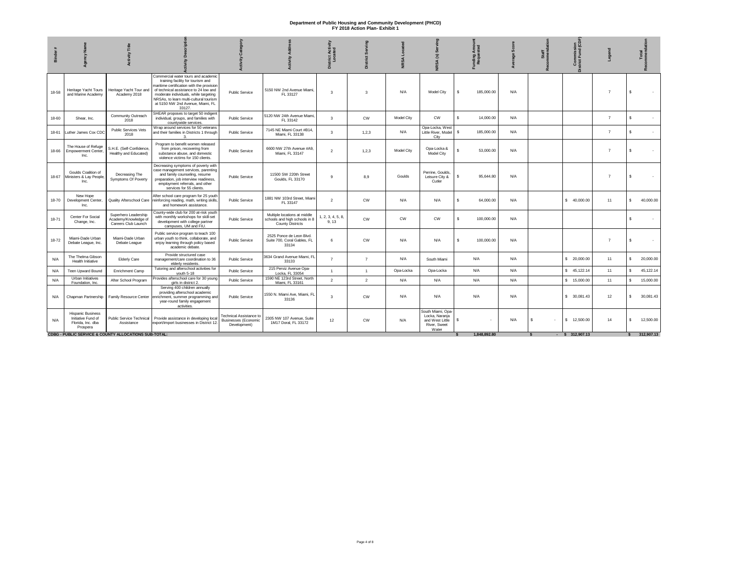# Department of Public Housing and Community Development (PHCD)
## FY 2018 Action Plan- Exhibit 1

| Binder # | Agency Name | Activity Title | Activity Description | Activity Category | Activity Address | District Activity Located | District Serving | NRSA Located | NRSA (s) Serving | Funding Amount Requested | Average Score | Staff Recommendation | Commission District Fund (CDF) | Legend | Total Recommendation |
|---|---|---|---|---|---|---|---|---|---|---|---|---|---|---|---|
| 18-58 | Heritage Yacht Tours and Marine Academy | Heritage Yacht Tour and Academy 2018 | Commercial water tours and academic training facility for tourism and maritime certification with the provision of technical assistance to 24 low and moderate individuals, while targeting NRSAs, to learn multi-cultural tourism at 5150 NW 2nd Avenue, Miami, FL 33127. | Public Service | 5150 NW 2nd Avenue Miami, FL 33127 | 3 | 3 | N/A | Model City | $ 185,000.00 | N/A | | | 7 | $ - |
| 18-60 | Shear, Inc. | Community Outreach 2018 | SHEAR proposes to target 50 indigent individual, groups, and families with countywide services. | Public Service | 5120 NW 24th Avenue Miami, FL 33142 | 3 | CW | Model City | CW | $ 14,000.00 | N/A | | | 7 | $ - |
| 18-61 | Luther James Cox CDC | Public Services Vets 2018 | Wrap around services for 50 veterans and their families in Districts 1 through 3. | Public Service | 7145 NE Miami Court #B14, Miami, FL 33138 | 3 | 1,2,3 | N/A | Opa-Locka, West Little River, Model City | $ 185,000.00 | N/A | | | 7 | $ - |
| 18-66 | The House of Refuge Empowerment Center, Inc. | S.H.E. (Self-Confidence, Healthy and Educated) | Program to benefit women released from prison, recovering from substance abuse, and domestic violence victims for 150 clients. | Public Service | 6600 NW 27th Avenue #A9, Miami, FL 33147 | 2 | 1,2,3 | Model City | Opa-Locka & Model City | $ 53,000.00 | N/A | | | 7 | $ - |
| 18-67 | Goulds Coalition of Ministers & Lay People, Inc. | Decreasing The Symptoms Of Poverty | Decreasing symptoms of poverty with case management services, parenting and family counseling, resume preparation, job interview readiness, employment referrals, and other services for 55 clients. | Public Service | 11500 SW 220th Street Goulds, FL 33170 | 9 | 8,9 | Goulds | Perrine, Goulds, Leisure City & Cutler | $ 95,644.80 | N/A | | | 7 | $ - |
| 18-70 | New Hope Development Center, Inc. | Quality Afterschool Care | After school care program for 25 youth reinforcing reading, math, writing skills, and homework assistance. | Public Service | 1881 NW 103rd Street, Miami FL 33147 | 2 | CW | N/A | N/A | $ 64,000.00 | N/A | | $ 40,000.00 | 11 | $ 40,000.00 |
| 18-71 | Center For Social Change, Inc. | Superhero Leadership Academy/Knowledge of Careers Club Launch | County-wide club for 200 at-risk youth with monthly workshops for skill-set development with college partner campuses, UM and FIU. | Public Service | Multiple locations at middle schools and high schools in 8 County Districts | 1, 2, 3, 4, 5, 8, 9, 13 | CW | CW | CW | $ 100,000.00 | N/A | | | | $ - |
| 18-72 | Miami-Dade Urban Debate League, Inc. | Miami-Dade Urban Debate League | Public service program to teach 100 urban youth to think, collaborate, and enjoy learning through policy based academic debate. | Public Service | 2525 Ponce de Leon Blvd. Suite 700, Coral Gables, FL 33134 | 6 | CW | N/A | N/A | $ 100,000.00 | N/A | | | 7 | $ - |
| N/A | The Thelma Gibson Health Initiative | Elderly Care | Provide structured case management/care coordination to 36 elderly residents. | Public Service | 3634 Grand Avenue Miami, FL 33133 | 7 | 7 | N/A | South Miami | N/A | N/A | | $ 20,000.00 | 11 | $ 20,000.00 |
| N/A | Teen Upward Bound | Enrichment Camp | Tutoring and afterschool activities for youth 5-18 | Public Service | 215 Perviz Avenue Opa-Locka, FL 33054 | 1 | 1 | Opa-Locka | Opa-Locka | N/A | N/A | | $ 45,122.14 | 11 | $ 45,122.14 |
| N/A | Urban Initiatives Foundation, Inc. | After School Program | Provides afterschool care for 30 young girls in district 2. | Public Service | 1590 NE 123rd Street, North Miami, FL 33161 | 2 | 2 | N/A | N/A | N/A | N/A | | $ 15,000.00 | 11 | $ 15,000.00 |
| N/A | Chapman Partnership | Family Resource Center | Serving 400 children annually providing afterschool academic enrichment, summer programming and year-round family engagement activities. | Public Service | 1550 N. Miami Ave, Miami, FL 33136 | 3 | CW | N/A | N/A | N/A | N/A | | $ 30,081.43 | 12 | $ 30,081.43 |
| N/A | Hispanic Business Initiative Fund of Florida, Inc. dba Prospera | Public Service Technical Assistance | Provide assistance in developing local export/import businesses in District 12. | Technical Assistance to Businesses (Economic Development) | 2305 NW 107 Avenue, Suite 1M17 Doral, FL 33172 | 12 | CW | N/A | South Miami, Opa-Locka, Naranja and West Little River, Sweet Water | $ - | N/A | $ - | $ 12,500.00 | 14 | $ 12,500.00 |
| **CDBG - PUBLIC SERVICE & COUNTY ALLOCATIONS SUB-TOTAL:** | | | | | | | | | | **$ 1,848,892.80** | | **$ -** | **$ 312,907.13** | | **$ 312,907.13** |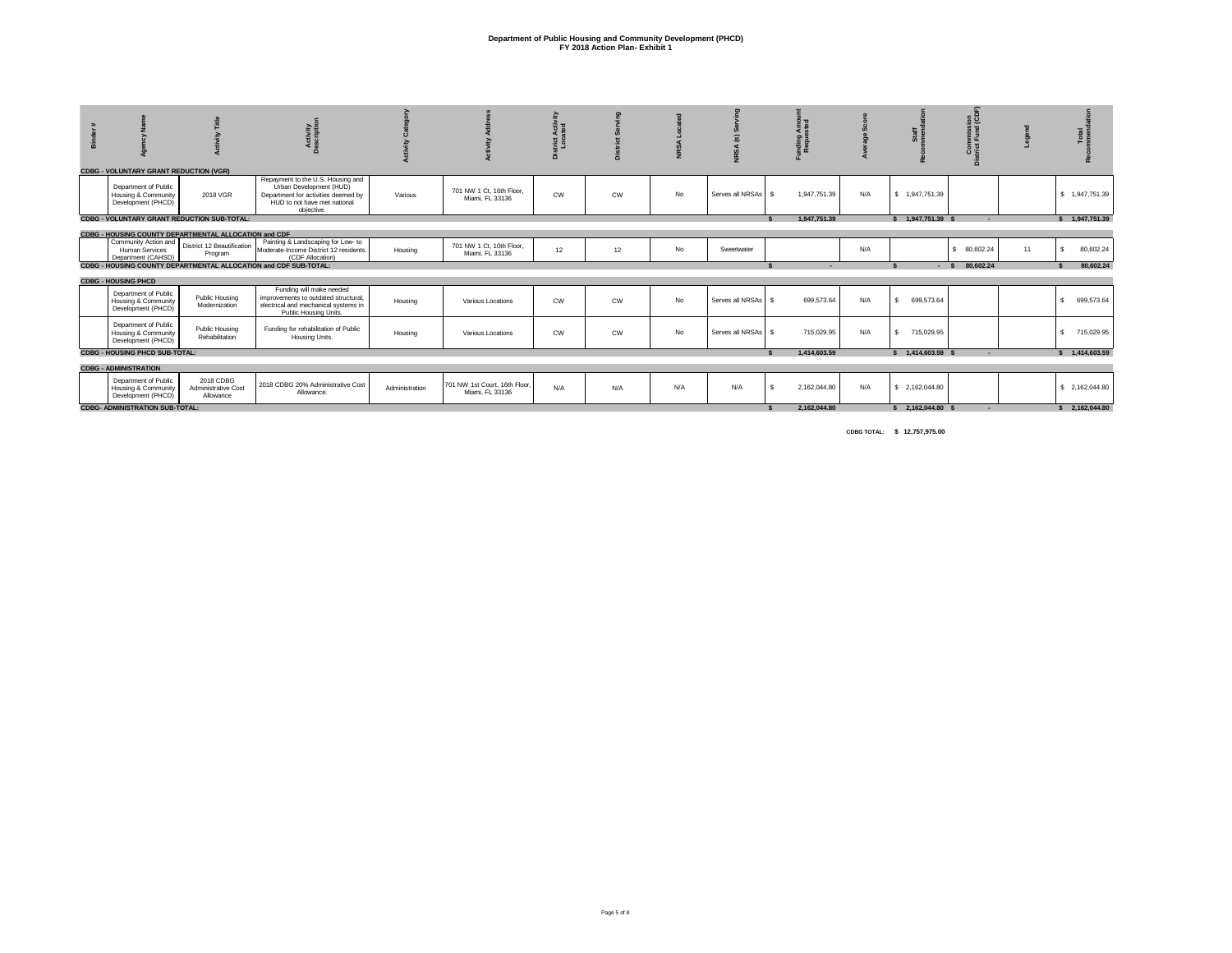# Department of Public Housing and Community Development (PHCD)
## FY 2018 Action Plan- Exhibit 1

| Binder # | Agency Name | Activity Title | Activity Description | Activity Category | Activity Address | District Activity Located | District Serving | NRSA Located | NRSA (s) Serving | Funding Amount Requested | Average Score | Staff Recommendation | Commission District Fund (CDF) | Legend | Total Recommendation |
|---|---|---|---|---|---|---|---|---|---|---|---|---|---|---|---|
| **CDBG - VOLUNTARY GRANT REDUCTION (VGR)** | | | | | | | | | | | | | | | |
| | Department of Public Housing & Community Development (PHCD) | 2018 VGR | Repayment to the U.S. Housing and Urban Development (HUD) Department for activities deemed by HUD to not have met national objective. | Various | 701 NW 1 Ct, 16th Floor, Miami, FL 33136 | CW | CW | No | Serves all NRSAs | $ 1,947,751.39 | N/A | $ 1,947,751.39 | | | $ 1,947,751.39 |
| **CDBG - VOLUNTARY GRANT REDUCTION SUB-TOTAL:** | | | | | | | | | | **$ 1,947,751.39** | | **$ 1,947,751.39** | **$ -** | | **$ 1,947,751.39** |
| **CDBG - HOUSING COUNTY DEPARTMENTAL ALLOCATION and CDF** | | | | | | | | | | | | | | | |
| | Community Action and Human Services Department (CAHSD) | District 12 Beautification Program | Painting & Landscaping for Low- to Moderate-Income District 12 residents. (CDF Allocation) | Housing | 701 NW 1 Ct, 10th Floor, Miami, FL 33136 | 12 | 12 | No | Sweetwater | | N/A | | $ 80,602.24 | 11 | $ 80,602.24 |
| **CDBG - HOUSING COUNTY DEPARTMENTAL ALLOCATION and CDF SUB-TOTAL:** | | | | | | | | | | **$ -** | | **$ -** | **$ 80,602.24** | | **$ 80,602.24** |
| **CDBG - HOUSING PHCD** | | | | | | | | | | | | | | | |
| | Department of Public Housing & Community Development (PHCD) | Public Housing Modernization | Funding will make needed improvements to outdated structural, electrical and mechanical systems in Public Housing Units. | Housing | Various Locations | CW | CW | No | Serves all NRSAs | $ 699,573.64 | N/A | $ 699,573.64 | | | $ 699,573.64 |
| | Department of Public Housing & Community Development (PHCD) | Public Housing Rehabilitation | Funding for rehabilitation of Public Housing Units. | Housing | Various Locations | CW | CW | No | Serves all NRSAs | $ 715,029.95 | N/A | $ 715,029.95 | | | $ 715,029.95 |
| **CDBG - HOUSING PHCD SUB-TOTAL:** | | | | | | | | | | **$ 1,414,603.59** | | **$ 1,414,603.59** | **$ -** | | **$ 1,414,603.59** |
| **CDBG - ADMINISTRATION** | | | | | | | | | | | | | | | |
| | Department of Public Housing & Community Development (PHCD) | 2018 CDBG Administrative Cost Allowance | 2018 CDBG 20% Administrative Cost Allowance. | Administration | 701 NW 1st Court, 16th Floor, Miami, FL 33136 | N/A | N/A | N/A | N/A | $ 2,162,044.80 | N/A | $ 2,162,044.80 | | | $ 2,162,044.80 |
| **CDBG- ADMINISTRATION SUB-TOTAL:** | | | | | | | | | | **$ 2,162,044.80** | | **$ 2,162,044.80** | **$ -** | | **$ 2,162,044.80** |

**CDBG TOTAL: $ 12,757,975.00**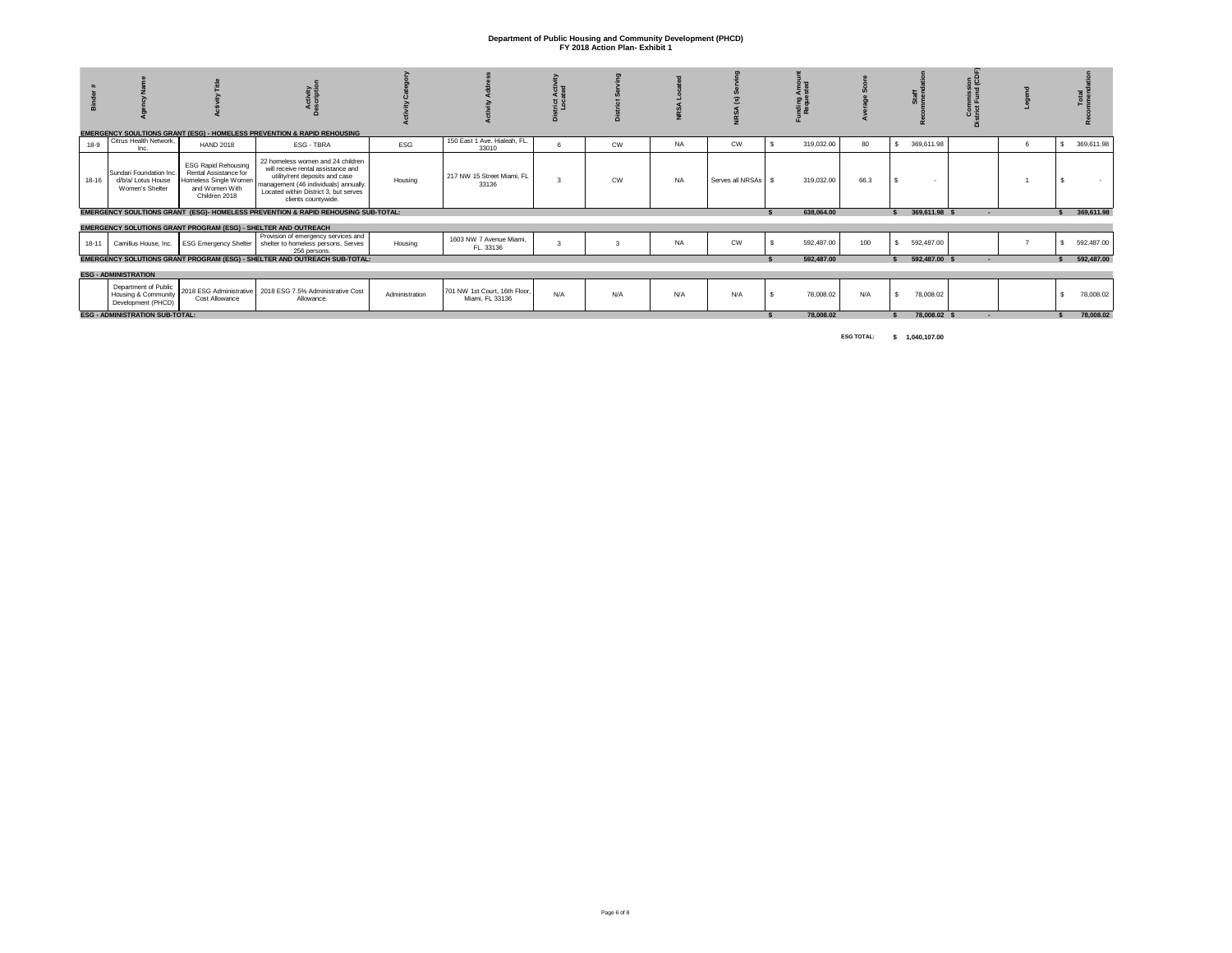# Department of Public Housing and Community Development (PHCD)
## FY 2018 Action Plan- Exhibit 1

| Binder # | Agency Name | Activity Title | Activity Description | Activity Category | Activity Address | District Activity Located | District Serving | NRSA Located | NRSA (s) Serving | Funding Amount Requested | Average Score | Staff Recommendation | Commission District Fund (CDF) | Legend | Total Recommendation |
|---|---|---|---|---|---|---|---|---|---|---|---|---|---|---|---|
| **EMERGENCY SOULTIONS GRANT (ESG) - HOMELESS PREVENTION & RAPID REHOUSING** | | | | | | | | | | | | | | | |
| 18-9 | Citrus Health Network, Inc. | HAND 2018 | ESG - TBRA | ESG | 150 East 1 Ave. Hialeah, FL. 33010 | 6 | CW | NA | CW | $ 319,032.00 | 80 | $ 369,611.98 | | 6 | $ 369,611.98 |
| 18-16 | Sundari Foundation Inc. d/b/a/ Lotus House Women's Shelter | ESG Rapid Rehousing Rental Assistance for Homeless Single Women and Women With Children 2018 | 22 homeless women and 24 children will receive rental assistance and utility/rent deposits and case management (46 individuals) annually. Located within District 3, but serves clients countywide. | Housing | 217 NW 15 Street Miami, FL 33136 | 3 | CW | NA | Serves all NRSAs | $ 319,032.00 | 66.3 | $ - | | 1 | $ - |
| **EMERGENCY SOULTIONS GRANT (ESG)- HOMELESS PREVENTION & RAPID REHOUSING SUB-TOTAL:** | | | | | | | | | | **$ 638,064.00** | | **$ 369,611.98** | **$ -** | | **$ 369,611.98** |
| **EMERGENCY SOLUTIONS GRANT PROGRAM (ESG) - SHELTER AND OUTREACH** | | | | | | | | | | | | | | | |
| 18-11 | Camillus House, Inc. | ESG Emergency Shelter | Provision of emergency services and shelter to homeless persons. Serves 256 persons. | Housing | 1603 NW 7 Avenue Miami, FL. 33136 | 3 | 3 | NA | CW | $ 592,487.00 | 100 | $ 592,487.00 | | 7 | $ 592,487.00 |
| **EMERGENCY SOLUTIONS GRANT PROGRAM (ESG) - SHELTER AND OUTREACH SUB-TOTAL:** | | | | | | | | | | **$ 592,487.00** | | **$ 592,487.00** | **$ -** | | **$ 592,487.00** |
| **ESG - ADMINISTRATION** | | | | | | | | | | | | | | | |
| | Department of Public Housing & Community Development (PHCD) | 2018 ESG Administrative Cost Allowance | 2018 ESG 7.5% Administrative Cost Allowance. | Administration | 701 NW 1st Court, 16th Floor, Miami, FL 33136 | N/A | N/A | N/A | N/A | $ 78,008.02 | N/A | $ 78,008.02 | | | $ 78,008.02 |
| **ESG - ADMINISTRATION SUB-TOTAL:** | | | | | | | | | | **$ 78,008.02** | | **$ 78,008.02** | **$ -** | | **$ 78,008.02** |

**ESG TOTAL: $ 1,040,107.00**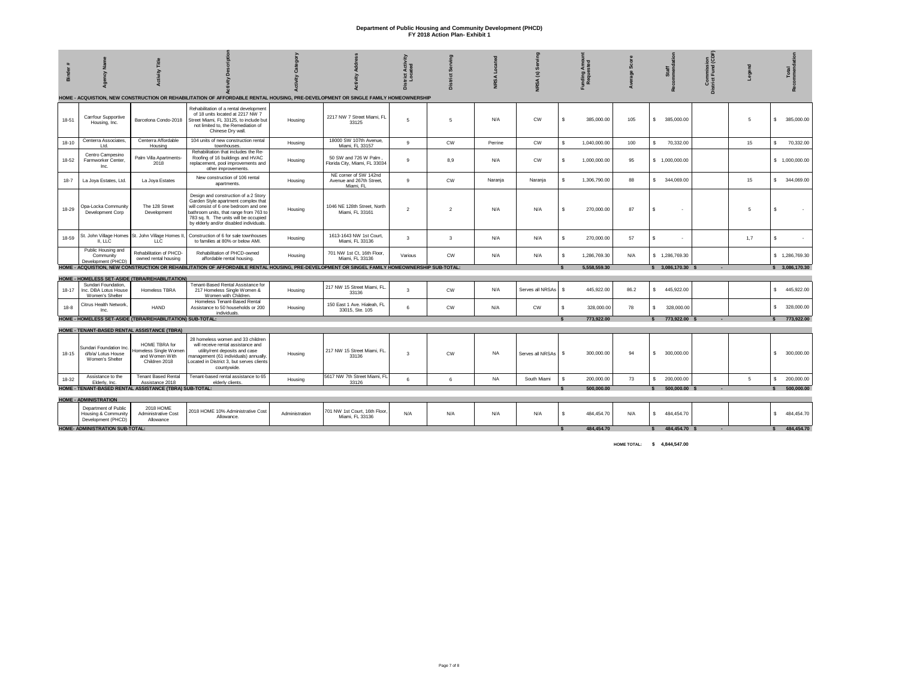# Department of Public Housing and Community Development (PHCD)
## FY 2018 Action Plan- Exhibit 1

| Binder # | Agency Name | Activity Title | Activity Description | Activity Category | Activity Address | District Activity Located | District Serving | NRSA Located | NRSA (s) Serving | Funding Amount Requested | Average Score | Staff Recommendation | Commission District Fund (CDF) | Legend | Total Recommendation |
|---|---|---|---|---|---|---|---|---|---|---|---|---|---|---|---|
| **HOME - ACQUISTION, NEW CONSTRUCTION OR REHABILITATION OF AFFORDABLE RENTAL HOUSING, PRE-DEVELOPMENT OR SINGLE FAMILY HOMEOWNERSHIP** | | | | | | | | | | | | | | | |
| 18-51 | Carrfour Supportive Housing, Inc. | Barcelona Condo-2018 | Rehabilitation of a rental development of 18 units located at 2217 NW 7 Street Miami, FL 33125, to include but not limited to, the Remediation of Chinese Dry wall. | Housing | 2217 NW 7 Street Miami, FL 33125 | 5 | 5 | N/A | CW | $ 385,000.00 | 105 | $ 385,000.00 | | 5 | $ 385,000.00 |
| 18-10 | Centerra Associates, Ltd. | Centerra Affordable Housing | 104 units of new construction rental townhouses. | Housing | 18000 SW 107th Avenue, Miami, FL 33157 | 9 | CW | Perrine | CW | $ 1,040,000.00 | 100 | $ 70,332.00 | | 15 | $ 70,332.00 |
| 18-52 | Centro Campesino Farmworker Center, Inc. | Palm Villa Apartments-2018 | Rehabilitation that includes the Re-Roofing of 16 buildings and HVAC replacement, pool improvements and other improvements. | Housing | 50 SW and 726 W Palm , Florida City, Miami, FL 33034 | 9 | 8,9 | N/A | CW | $ 1,000,000.00 | 95 | $ 1,000,000.00 | | | $ 1,000,000.00 |
| 18-7 | La Joya Estates, Ltd. | La Joya Estates | New construction of 106 rental apartments. | Housing | NE corner of SW 142nd Avenue and 267th Street, Miami, FL | 9 | CW | Naranja | Naranja | $ 1,306,790.00 | 88 | $ 344,069.00 | | 15 | $ 344,069.00 |
| 18-29 | Opa-Locka Community Development Corp | The 128 Street Development | Design and construction of a 2 Story Garden Style apartment complex that will consist of 6 one bedroom and one bathroom units, that range from 763 to 783 sq. ft. The units will be occupied by elderly and/or disabled individuals. | Housing | 1046 NE 128th Street, North Miami, FL 33161 | 2 | 2 | N/A | N/A | $ 270,000.00 | 87 | $ - | | 5 | $ - |
| 18-59 | St. John Village Homes II, LLC | St. John Village Homes II, LLC | Construction of 6 for sale townhouses to families at 80% or below AMI. | Housing | 1613-1643 NW 1st Court, Miami, FL 33136 | 3 | 3 | N/A | N/A | $ 270,000.00 | 57 | $ - | | 1,7 | $ - |
| | Public Housing and Community Development (PHCD) | Rehabilitation of PHCD-owned rental housing | Rehabilitation of PHCD-owned affordable rental housing. | Housing | 701 NW 1st Ct, 16th Floor, Miami, FL 33136 | Various | CW | N/A | N/A | $ 1,286,769.30 | N/A | $ 1,286,769.30 | | | $ 1,286,769.30 |
| **HOME - ACQUISTION, NEW CONSTRUCTION OR REHABILITATION OF AFFORDABLE RENTAL HOUSING, PRE-DEVELOPMENT OR SINGEL FAMILY HOMEOWNERSHIP SUB-TOTAL:** | | | | | | | | | | **$ 5,558,559.30** | | **$ 3,086,170.30** | **$ -** | | **$ 3,086,170.30** |
| **HOME - HOMELESS SET-ASIDE (TBRA/REHABILITATION)** | | | | | | | | | | | | | | | |
| 18-17 | Sundari Foundation, Inc. DBA Lotus House Women's Shelter | Homeless TBRA | Tenant-Based Rental Assistance for 217 Homeless Single Women & Women with Children. | Housing | 217 NW 15 Street Miami, FL. 33136 | 3 | CW | N/A | Serves all NRSAs | $ 445,922.00 | 86.2 | $ 445,922.00 | | | $ 445,922.00 |
| 18-8 | Citrus Health Network, Inc. | HAND | Homeless Tenant-Based Rental Assistance to 50 households or 200 individuals. | Housing | 150 East 1 Ave. Hialeah, FL 33015, Ste. 105 | 6 | CW | N/A | CW | $ 328,000.00 | 78 | $ 328,000.00 | | | $ 328,000.00 |
| **HOME - HOMELESS SET-ASIDE (TBRA/REHABILITATION) SUB-TOTAL:** | | | | | | | | | | **$ 773,922.00** | | **$ 773,922.00** | **$ -** | | **$ 773,922.00** |
| **HOME - TENANT-BASED RENTAL ASSISTANCE (TBRA)** | | | | | | | | | | | | | | | |
| 18-15 | Sundari Foundation Inc. d/b/a/ Lotus House Women's Shelter | HOME TBRA for Homeless Single Women and Women With Children 2018 | 28 homeless women and 33 children will receive rental assistance and utility/rent deposits and case management (61 individuals) annually. Located in District 3, but serves clients countywide. | Housing | 217 NW 15 Street Miami, FL. 33136 | 3 | CW | NA | Serves all NRSAs | $ 300,000.00 | 94 | $ 300,000.00 | | | $ 300,000.00 |
| 18-32 | Assistance to the Elderly, Inc. | Tenant Based Rental Assistance 2018 | Tenant-based rental assistance to 65 elderly clients. | Housing | 5617 NW 7th Street Miami, FL 33126 | 6 | 6 | NA | South Miami | $ 200,000.00 | 73 | $ 200,000.00 | | 5 | $ 200,000.00 |
| **HOME - TENANT-BASED RENTAL ASSISTANCE (TBRA) SUB-TOTAL:** | | | | | | | | | | **$ 500,000.00** | | **$ 500,000.00** | **$ -** | | **$ 500,000.00** |
| **HOME - ADMINISTRATION** | | | | | | | | | | | | | | | |
| | Department of Public Housing & Community Development (PHCD) | 2018 HOME Administrative Cost Allowance | 2018 HOME 10% Administrative Cost Allowance. | Administration | 701 NW 1st Court, 16th Floor, Miami, FL 33136 | N/A | N/A | N/A | N/A | $ 484,454.70 | N/A | $ 484,454.70 | | | $ 484,454.70 |
| **HOME- ADMINISTRATION SUB-TOTAL:** | | | | | | | | | | **$ 484,454.70** | | **$ 484,454.70** | **$ -** | | **$ 484,454.70** |

**HOME TOTAL: $ 4,844,547.00**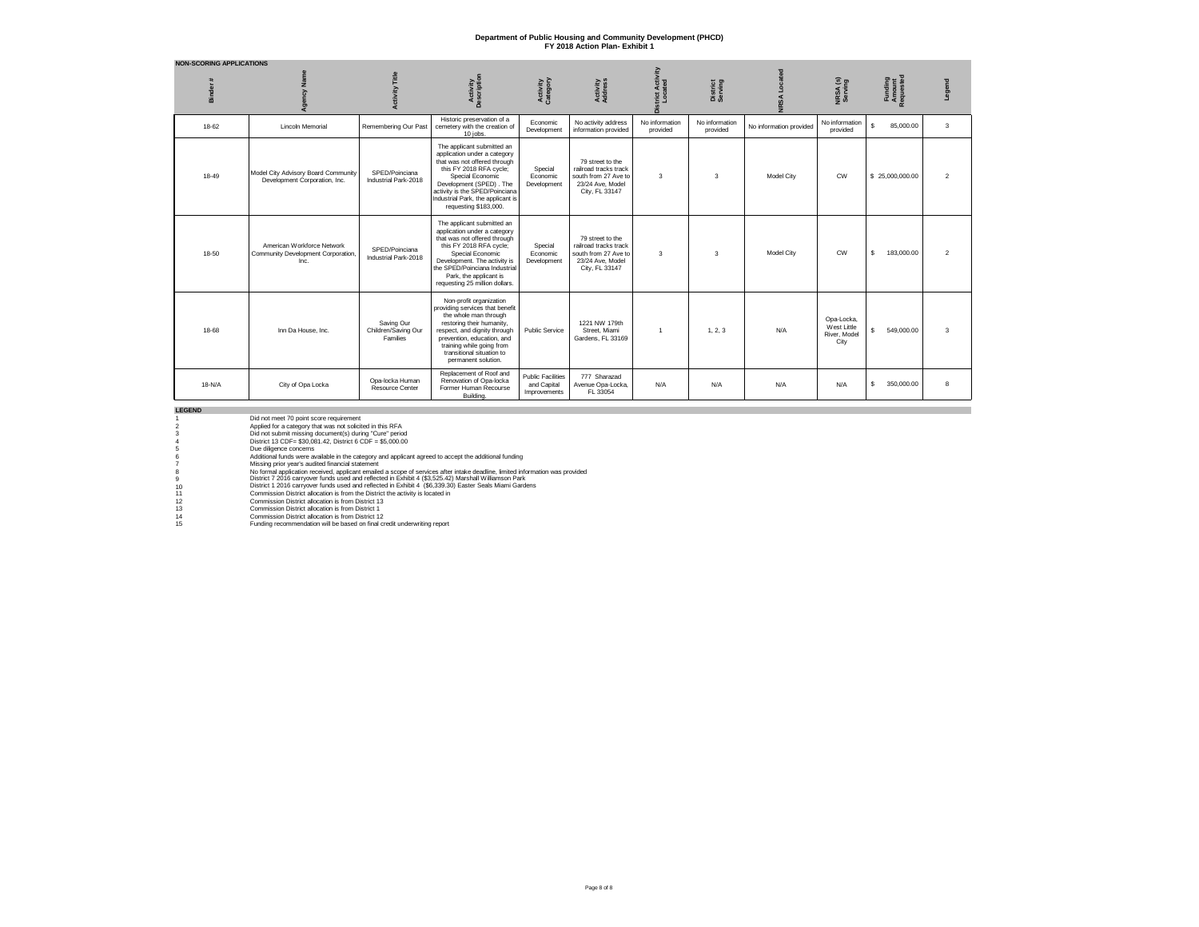# Department of Public Housing and Community Development (PHCD)
## FY 2018 Action Plan- Exhibit 1

**NON-SCORING APPLICATIONS**

| Binder # | Agency Name | Activity Title | Activity Description | Activity Category | Activity Address | District Activity Located | District Serving | NRSA Located | NRSA (s) Serving | Funding Amount Requested | Legend |
|---|---|---|---|---|---|---|---|---|---|---|---|
| 18-62 | Lincoln Memorial | Remembering Our Past | Historic preservation of a cemetery with the creation of 10 jobs. | Economic Development | No activity address information provided | No information provided | No information provided | No information provided | No information provided | $ 85,000.00 | 3 |
| 18-49 | Model City Advisory Board Community Development Corporation, Inc. | SPED/Poinciana Industrial Park-2018 | The applicant submitted an application under a category that was not offered through this FY 2018 RFA cycle; Special Economic Development (SPED) . The activity is the SPED/Poinciana Industrial Park, the applicant is requesting $183,000. | Special Economic Development | 79 street to the railroad tracks track south from 27 Ave to 23/24 Ave, Model City, FL 33147 | 3 | 3 | Model City | CW | $ 25,000,000.00 | 2 |
| 18-50 | American Workforce Network Community Development Corporation, Inc. | SPED/Poinciana Industrial Park-2018 | The applicant submitted an application under a category that was not offered through this FY 2018 RFA cycle; Special Economic Development. The activity is the SPED/Poinciana Industrial Park, the applicant is requesting 25 million dollars. | Special Economic Development | 79 street to the railroad tracks track south from 27 Ave to 23/24 Ave, Model City, FL 33147 | 3 | 3 | Model City | CW | $ 183,000.00 | 2 |
| 18-68 | Inn Da House, Inc. | Saving Our Children/Saving Our Families | Non-profit organization providing services that benefit the whole man through restoring their humanity, respect, and dignity through prevention, education, and training while going from transitional situation to permanent solution. | Public Service | 1221 NW 179th Street, Miami Gardens, FL 33169 | 1 | 1, 2, 3 | N/A | Opa-Locka, West Little River, Model City | $ 549,000.00 | 3 |
| 18-N/A | City of Opa Locka | Opa-locka Human Resource Center | Replacement of Roof and Renovation of Opa-locka Former Human Recourse Building. | Public Facilities and Capital Improvements | 777 Sharazad Avenue Opa-Locka, FL 33054 | N/A | N/A | N/A | N/A | $ 350,000.00 | 8 |

**LEGEND**

1. Did not meet 70 point score requirement
2. Applied for a category that was not solicited in this RFA
3. Did not submit missing document(s) during "Cure" period
4. District 13 CDF= $30,081.42, District 6 CDF = $5,000.00
5. Due diligence concerns
6. Additional funds were available in the category and applicant agreed to accept the additional funding
7. Missing prior year's audited financial statement
8. No formal application received, applicant emailed a scope of services after intake deadline, limited information was provided
9. District 7 2016 carryover funds used and reflected in Exhibit 4 ($3,525.42) Marshall Williamson Park
10. District 1 2016 carryover funds used and reflected in Exhibit 4 ($6,339.30) Easter Seals Miami Gardens
11. Commission District allocation is from the District the activity is located in
12. Commission District allocation is from District 13
13. Commission District allocation is from District 1
14. Commission District allocation is from District 12
15. Funding recommendation will be based on final credit underwriting report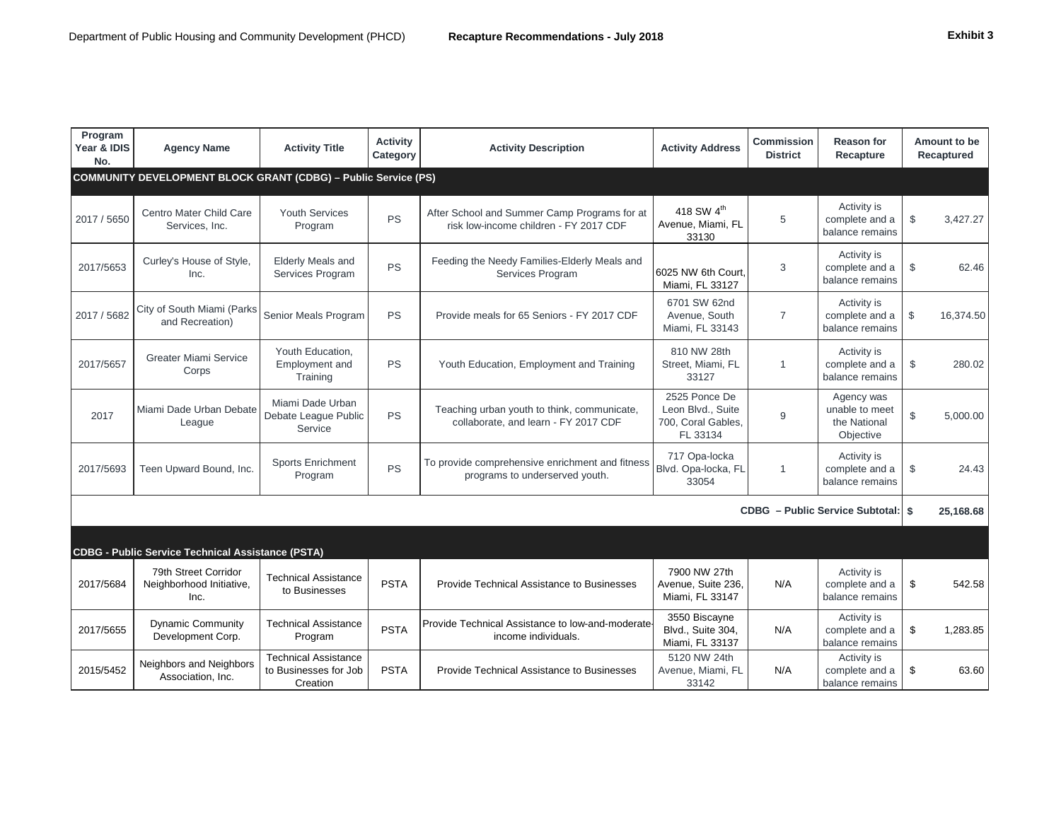| Program Year & IDIS No. | Agency Name | Activity Title | Activity Category | Activity Description | Activity Address | Commission District | Reason for Recapture | Amount to be Recaptured |
|---|---|---|---|---|---|---|---|---|
| **COMMUNITY DEVELOPMENT BLOCK GRANT (CDBG) – Public Service (PS)** | | | | | | | | |
| 2017 / 5650 | Centro Mater Child Care Services, Inc. | Youth Services Program | PS | After School and Summer Camp Programs for at risk low-income children - FY 2017 CDF | 418 SW 4th Avenue, Miami, FL 33130 | 5 | Activity is complete and a balance remains | $ 3,427.27 |
| 2017/5653 | Curley's House of Style, Inc. | Elderly Meals and Services Program | PS | Feeding the Needy Families-Elderly Meals and Services Program | 6025 NW 6th Court, Miami, FL 33127 | 3 | Activity is complete and a balance remains | $ 62.46 |
| 2017 / 5682 | City of South Miami (Parks and Recreation) | Senior Meals Program | PS | Provide meals for 65 Seniors - FY 2017 CDF | 6701 SW 62nd Avenue, South Miami, FL 33143 | 7 | Activity is complete and a balance remains | $ 16,374.50 |
| 2017/5657 | Greater Miami Service Corps | Youth Education, Employment and Training | PS | Youth Education, Employment and Training | 810 NW 28th Street, Miami, FL 33127 | 1 | Activity is complete and a balance remains | $ 280.02 |
| 2017 | Miami Dade Urban Debate League | Miami Dade Urban Debate League Public Service | PS | Teaching urban youth to think, communicate, collaborate, and learn - FY 2017 CDF | 2525 Ponce De Leon Blvd., Suite 700, Coral Gables, FL 33134 | 9 | Agency was unable to meet the National Objective | $ 5,000.00 |
| 2017/5693 | Teen Upward Bound, Inc. | Sports Enrichment Program | PS | To provide comprehensive enrichment and fitness programs to underserved youth. | 717 Opa-locka Blvd. Opa-locka, FL 33054 | 1 | Activity is complete and a balance remains | $ 24.43 |
| | | | | | | | **CDBG – Public Service Subtotal:** | **$ 25,168.68** |
| **CDBG - Public Service Technical Assistance (PSTA)** | | | | | | | | |
| 2017/5684 | 79th Street Corridor Neighborhood Initiative, Inc. | Technical Assistance to Businesses | PSTA | Provide Technical Assistance to Businesses | 7900 NW 27th Avenue, Suite 236, Miami, FL 33147 | N/A | Activity is complete and a balance remains | $ 542.58 |
| 2017/5655 | Dynamic Community Development Corp. | Technical Assistance Program | PSTA | Provide Technical Assistance to low-and-moderate-income individuals. | 3550 Biscayne Blvd., Suite 304, Miami, FL 33137 | N/A | Activity is complete and a balance remains | $ 1,283.85 |
| 2015/5452 | Neighbors and Neighbors Association, Inc. | Technical Assistance to Businesses for Job Creation | PSTA | Provide Technical Assistance to Businesses | 5120 NW 24th Avenue, Miami, FL 33142 | N/A | Activity is complete and a balance remains | $ 63.60 |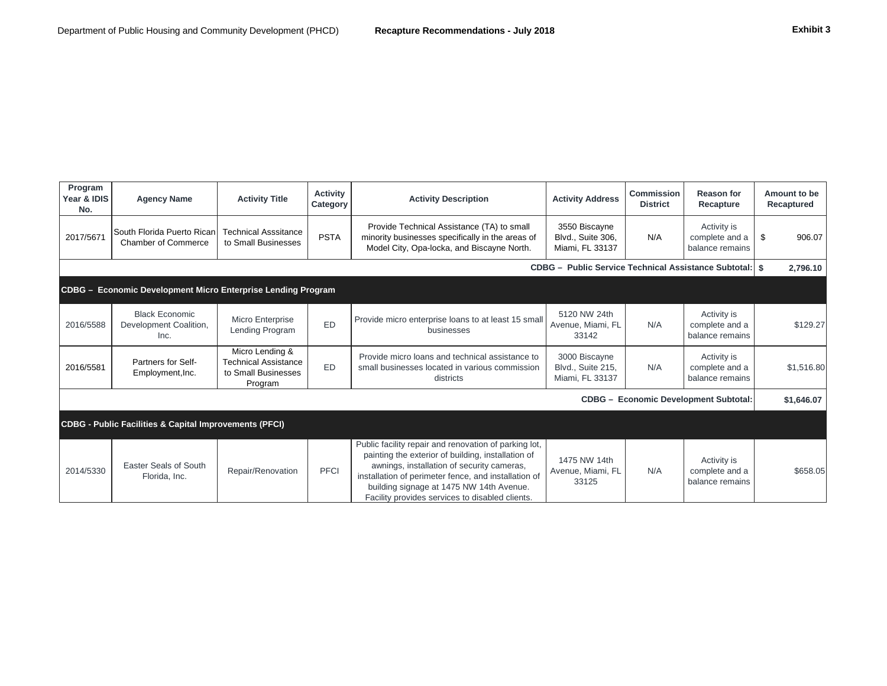| Program Year & IDIS No. | Agency Name | Activity Title | Activity Category | Activity Description | Activity Address | Commission District | Reason for Recapture | Amount to be Recaptured |
|---|---|---|---|---|---|---|---|---|
| 2017/5671 | South Florida Puerto Rican Chamber of Commerce | Technical Asssitance to Small Businesses | PSTA | Provide Technical Assistance (TA) to small minority businesses specifically in the areas of Model City, Opa-locka, and Biscayne North. | 3550 Biscayne Blvd., Suite 306, Miami, FL 33137 | N/A | Activity is complete and a balance remains | $ 906.07 |
| | | | | | | | **CDBG – Public Service Technical Assistance Subtotal:** | **$ 2,796.10** |
| **CDBG – Economic Development Micro Enterprise Lending Program** | | | | | | | | |
| 2016/5588 | Black Economic Development Coalition, Inc. | Micro Enterprise Lending Program | ED | Provide micro enterprise loans to at least 15 small businesses | 5120 NW 24th Avenue, Miami, FL 33142 | N/A | Activity is complete and a balance remains | $129.27 |
| 2016/5581 | Partners for Self-Employment,Inc. | Micro Lending & Technical Assistance to Small Businesses Program | ED | Provide micro loans and technical assistance to small businesses located in various commission districts | 3000 Biscayne Blvd., Suite 215, Miami, FL 33137 | N/A | Activity is complete and a balance remains | $1,516.80 |
| | | | | | | | **CDBG – Economic Development Subtotal:** | **$1,646.07** |
| **CDBG - Public Facilities & Capital Improvements (PFCI)** | | | | | | | | |
| 2014/5330 | Easter Seals of South Florida, Inc. | Repair/Renovation | PFCI | Public facility repair and renovation of parking lot, painting the exterior of building, installation of awnings, installation of security cameras, installation of perimeter fence, and installation of building signage at 1475 NW 14th Avenue. Facility provides services to disabled clients. | 1475 NW 14th Avenue, Miami, FL 33125 | N/A | Activity is complete and a balance remains | $658.05 |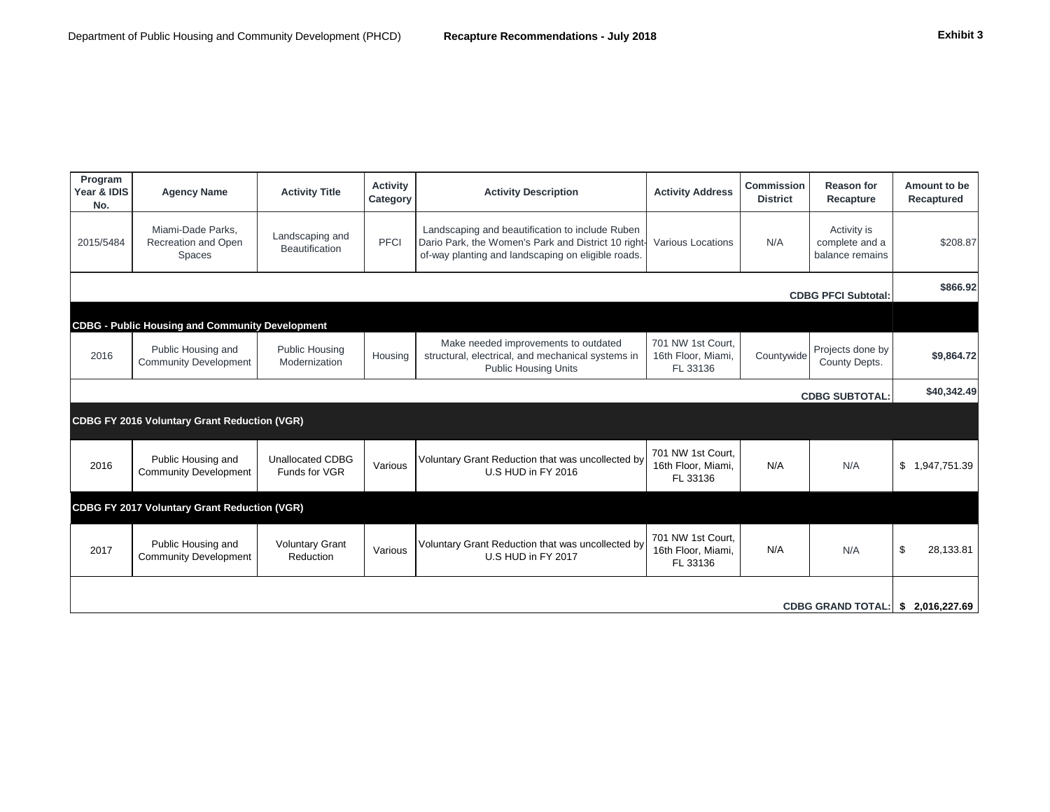| Program Year & IDIS No. | Agency Name | Activity Title | Activity Category | Activity Description | Activity Address | Commission District | Reason for Recapture | Amount to be Recaptured |
|---|---|---|---|---|---|---|---|---|
| 2015/5484 | Miami-Dade Parks, Recreation and Open Spaces | Landscaping and Beautification | PFCI | Landscaping and beautification to include Ruben Dario Park, the Women's Park and District 10 right-of-way planting and landscaping on eligible roads. | Various Locations | N/A | Activity is complete and a balance remains | $208.87 |
| | | | | | | | **CDBG PFCI Subtotal:** | **$866.92** |
| **CDBG - Public Housing and Community Development** | | | | | | | | |
| 2016 | Public Housing and Community Development | Public Housing Modernization | Housing | Make needed improvements to outdated structural, electrical, and mechanical systems in Public Housing Units | 701 NW 1st Court, 16th Floor, Miami, FL 33136 | Countywide | Projects done by County Depts. | **$9,864.72** |
| | | | | | | | **CDBG SUBTOTAL:** | **$40,342.49** |
| **CDBG FY 2016 Voluntary Grant Reduction (VGR)** | | | | | | | | |
| 2016 | Public Housing and Community Development | Unallocated CDBG Funds for VGR | Various | Voluntary Grant Reduction that was uncollected by U.S HUD in FY 2016 | 701 NW 1st Court, 16th Floor, Miami, FL 33136 | N/A | N/A | $ 1,947,751.39 |
| **CDBG FY 2017 Voluntary Grant Reduction (VGR)** | | | | | | | | |
| 2017 | Public Housing and Community Development | Voluntary Grant Reduction | Various | Voluntary Grant Reduction that was uncollected by U.S HUD in FY 2017 | 701 NW 1st Court, 16th Floor, Miami, FL 33136 | N/A | N/A | $ 28,133.81 |
| | | | | | | | **CDBG GRAND TOTAL:** | **$ 2,016,227.69** |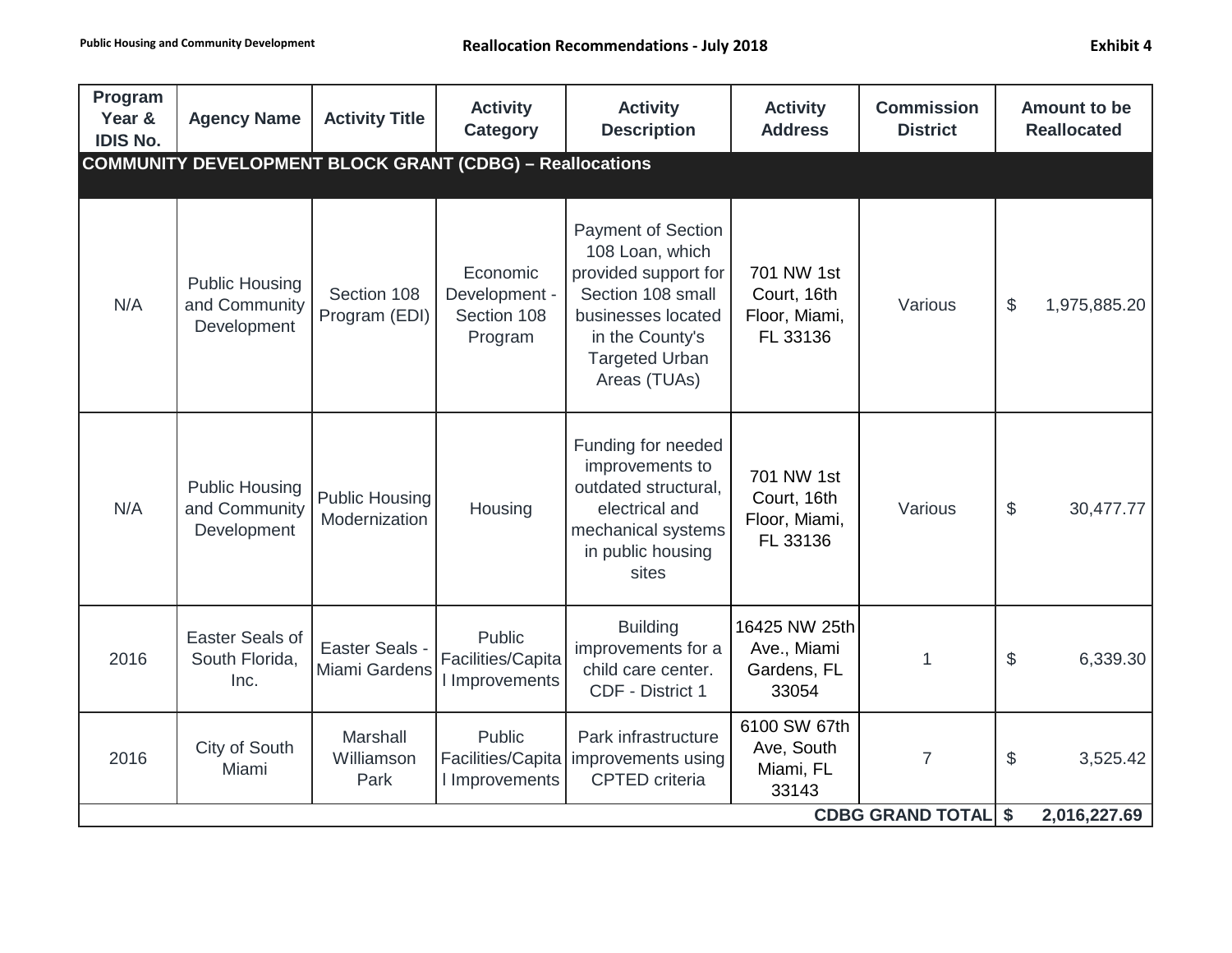Public Housing and Community Development

## Reallocation Recommendations - July 2018

Exhibit 4

| Program Year & IDIS No. | Agency Name | Activity Title | Activity Category | Activity Description | Activity Address | Commission District | Amount to be Reallocated |
|---|---|---|---|---|---|---|---|
| **COMMUNITY DEVELOPMENT BLOCK GRANT (CDBG) – Reallocations** | | | | | | | |
| N/A | Public Housing and Community Development | Section 108 Program (EDI) | Economic Development - Section 108 Program | Payment of Section 108 Loan, which provided support for Section 108 small businesses located in the County's Targeted Urban Areas (TUAs) | 701 NW 1st Court, 16th Floor, Miami, FL 33136 | Various | $ 1,975,885.20 |
| N/A | Public Housing and Community Development | Public Housing Modernization | Housing | Funding for needed improvements to outdated structural, electrical and mechanical systems in public housing sites | 701 NW 1st Court, 16th Floor, Miami, FL 33136 | Various | $ 30,477.77 |
| 2016 | Easter Seals of South Florida, Inc. | Easter Seals - Miami Gardens | Public Facilities/Capital Improvements | Building improvements for a child care center. CDF - District 1 | 16425 NW 25th Ave., Miami Gardens, FL 33054 | 1 | $ 6,339.30 |
| 2016 | City of South Miami | Marshall Williamson Park | Public Facilities/Capital Improvements | Park infrastructure improvements using CPTED criteria | 6100 SW 67th Ave, South Miami, FL 33143 | 7 | $ 3,525.42 |
| | | | | | | **CDBG GRAND TOTAL** | **$ 2,016,227.69** |